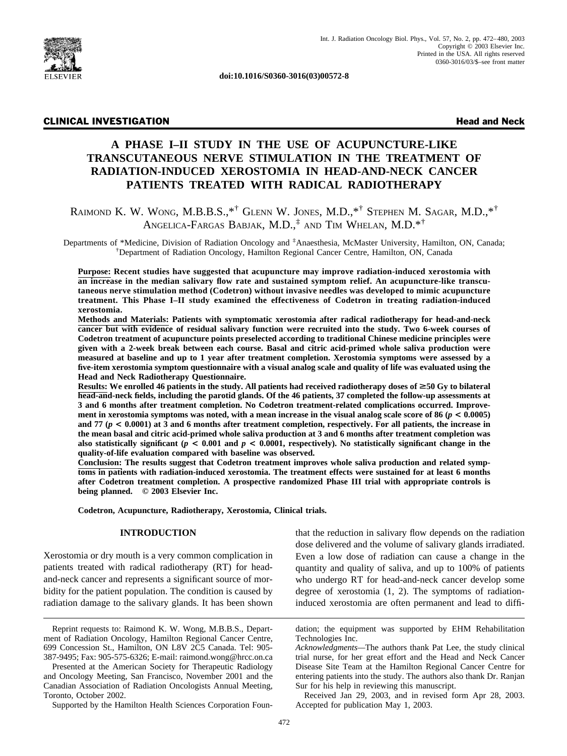doi:10.1016/S0360-3016(03)00572-8

**CLINICAL INVESTIGATION** **Head and Neck**

# A PHASE I–II STUDY IN THE USE OF ACUPUNCTURE-LIKE TRANSCUTANEOUS NERVE STIMULATION IN THE TREATMENT OF RADIATION-INDUCED XEROSTOMIA IN HEAD-AND-NECK CANCER PATIENTS TREATED WITH RADICAL RADIOTHERAPY

Raimond K. W. Wong, M.B.B.S.,*† Glenn W. Jones, M.D.,*† Stephen M. Sagar, M.D.,*† Angelica-Fargas Babjak, M.D.,‡ and Tim Whelan, M.D.*†

Departments of *Medicine, Division of Radiation Oncology and ‡Anaesthesia, McMaster University, Hamilton, ON, Canada; †Department of Radiation Oncology, Hamilton Regional Cancer Centre, Hamilton, ON, Canada

**Purpose: Recent studies have suggested that acupuncture may improve radiation-induced xerostomia with an increase in the median salivary flow rate and sustained symptom relief. An acupuncture-like transcutaneous nerve stimulation method (Codetron) without invasive needles was developed to mimic acupuncture treatment. This Phase I–II study examined the effectiveness of Codetron in treating radiation-induced xerostomia.**

**Methods and Materials: Patients with symptomatic xerostomia after radical radiotherapy for head-and-neck cancer but with evidence of residual salivary function were recruited into the study. Two 6-week courses of Codetron treatment of acupuncture points preselected according to traditional Chinese medicine principles were given with a 2-week break between each course. Basal and citric acid-primed whole saliva production were measured at baseline and up to 1 year after treatment completion. Xerostomia symptoms were assessed by a five-item xerostomia symptom questionnaire with a visual analog scale and quality of life was evaluated using the Head and Neck Radiotherapy Questionnaire.**

**Results: We enrolled 46 patients in the study. All patients had received radiotherapy doses of ≥50 Gy to bilateral head-and-neck fields, including the parotid glands. Of the 46 patients, 37 completed the follow-up assessments at 3 and 6 months after treatment completion. No Codetron treatment-related complications occurred. Improvement in xerostomia symptoms was noted, with a mean increase in the visual analog scale score of 86 ($p < 0.0005$) and 77 ($p < 0.0001$) at 3 and 6 months after treatment completion, respectively. For all patients, the increase in the mean basal and citric acid-primed whole saliva production at 3 and 6 months after treatment completion was also statistically significant ($p < 0.001$ and $p < 0.0001$, respectively). No statistically significant change in the quality-of-life evaluation compared with baseline was observed.**

**Conclusion: The results suggest that Codetron treatment improves whole saliva production and related symptoms in patients with radiation-induced xerostomia. The treatment effects were sustained for at least 6 months after Codetron treatment completion. A prospective randomized Phase III trial with appropriate controls is being planned. © 2003 Elsevier Inc.**

**Codetron, Acupuncture, Radiotherapy, Xerostomia, Clinical trials.**

## INTRODUCTION

Xerostomia or dry mouth is a very common complication in patients treated with radical radiotherapy (RT) for head-and-neck cancer and represents a significant source of morbidity for the patient population. The condition is caused by radiation damage to the salivary glands. It has been shown that the reduction in salivary flow depends on the radiation dose delivered and the volume of salivary glands irradiated. Even a low dose of radiation can cause a change in the quantity and quality of saliva, and up to 100% of patients who undergo RT for head-and-neck cancer develop some degree of xerostomia (1, 2). The symptoms of radiation-induced xerostomia are often permanent and lead to diffi-

Reprint requests to: Raimond K. W. Wong, M.B.B.S., Department of Radiation Oncology, Hamilton Regional Cancer Centre, 699 Concession St., Hamilton, ON L8V 2C5 Canada. Tel: 905-387-9495; Fax: 905-575-6326; E-mail: raimond.wong@hrcc.on.ca

Presented at the American Society for Therapeutic Radiology and Oncology Meeting, San Francisco, November 2001 and the Canadian Association of Radiation Oncologists Annual Meeting, Toronto, October 2002.

Supported by the Hamilton Health Sciences Corporation Foundation; the equipment was supported by EHM Rehabilitation Technologies Inc.

*Acknowledgments*—The authors thank Pat Lee, the study clinical trial nurse, for her great effort and the Head and Neck Cancer Disease Site Team at the Hamilton Regional Cancer Centre for entering patients into the study. The authors also thank Dr. Ranjan Sur for his help in reviewing this manuscript.

Received Jan 29, 2003, and in revised form Apr 28, 2003. Accepted for publication May 1, 2003.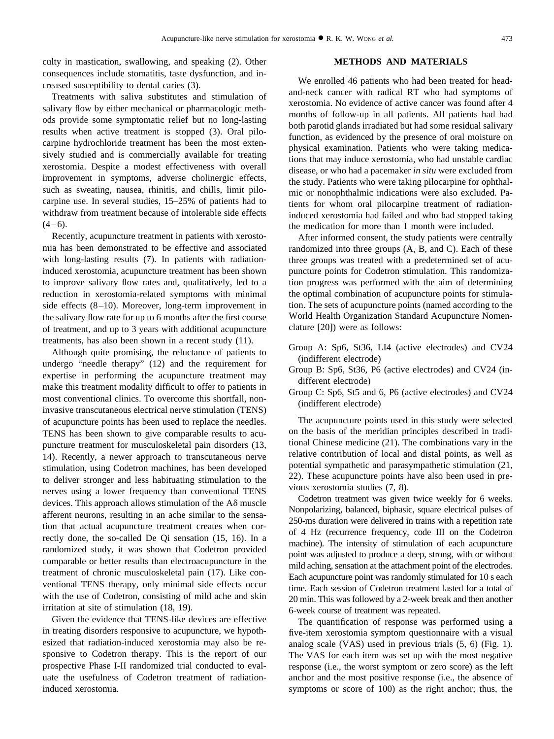culty in mastication, swallowing, and speaking (2). Other consequences include stomatitis, taste dysfunction, and increased susceptibility to dental caries (3).

Treatments with saliva substitutes and stimulation of salivary flow by either mechanical or pharmacologic methods provide some symptomatic relief but no long-lasting results when active treatment is stopped (3). Oral pilocarpine hydrochloride treatment has been the most extensively studied and is commercially available for treating xerostomia. Despite a modest effectiveness with overall improvement in symptoms, adverse cholinergic effects, such as sweating, nausea, rhinitis, and chills, limit pilocarpine use. In several studies, 15–25% of patients had to withdraw from treatment because of intolerable side effects (4–6).

Recently, acupuncture treatment in patients with xerostomia has been demonstrated to be effective and associated with long-lasting results (7). In patients with radiation-induced xerostomia, acupuncture treatment has been shown to improve salivary flow rates and, qualitatively, led to a reduction in xerostomia-related symptoms with minimal side effects (8–10). Moreover, long-term improvement in the salivary flow rate for up to 6 months after the first course of treatment, and up to 3 years with additional acupuncture treatments, has also been shown in a recent study (11).

Although quite promising, the reluctance of patients to undergo "needle therapy" (12) and the requirement for expertise in performing the acupuncture treatment may make this treatment modality difficult to offer to patients in most conventional clinics. To overcome this shortfall, noninvasive transcutaneous electrical nerve stimulation (TENS) of acupuncture points has been used to replace the needles. TENS has been shown to give comparable results to acupuncture treatment for musculoskeletal pain disorders (13, 14). Recently, a newer approach to transcutaneous nerve stimulation, using Codetron machines, has been developed to deliver stronger and less habituating stimulation to the nerves using a lower frequency than conventional TENS devices. This approach allows stimulation of the A$\delta$ muscle afferent neurons, resulting in an ache similar to the sensation that actual acupuncture treatment creates when correctly done, the so-called De Qi sensation (15, 16). In a randomized study, it was shown that Codetron provided comparable or better results than electroacupuncture in the treatment of chronic musculoskeletal pain (17). Like conventional TENS therapy, only minimal side effects occur with the use of Codetron, consisting of mild ache and skin irritation at site of stimulation (18, 19).

Given the evidence that TENS-like devices are effective in treating disorders responsive to acupuncture, we hypothesized that radiation-induced xerostomia may also be responsive to Codetron therapy. This is the report of our prospective Phase I-II randomized trial conducted to evaluate the usefulness of Codetron treatment of radiation-induced xerostomia.

## METHODS AND MATERIALS

We enrolled 46 patients who had been treated for head-and-neck cancer with radical RT who had symptoms of xerostomia. No evidence of active cancer was found after 4 months of follow-up in all patients. All patients had had both parotid glands irradiated but had some residual salivary function, as evidenced by the presence of oral moisture on physical examination. Patients who were taking medications that may induce xerostomia, who had unstable cardiac disease, or who had a pacemaker *in situ* were excluded from the study. Patients who were taking pilocarpine for ophthalmic or nonophthalmic indications were also excluded. Patients for whom oral pilocarpine treatment of radiation-induced xerostomia had failed and who had stopped taking the medication for more than 1 month were included.

After informed consent, the study patients were centrally randomized into three groups (A, B, and C). Each of these three groups was treated with a predetermined set of acupuncture points for Codetron stimulation. This randomization progress was performed with the aim of determining the optimal combination of acupuncture points for stimulation. The sets of acupuncture points (named according to the World Health Organization Standard Acupuncture Nomenclature [20]) were as follows:

- Group A: Sp6, St36, LI4 (active electrodes) and CV24 (indifferent electrode)
- Group B: Sp6, St36, P6 (active electrodes) and CV24 (indifferent electrode)
- Group C: Sp6, St5 and 6, P6 (active electrodes) and CV24 (indifferent electrode)

The acupuncture points used in this study were selected on the basis of the meridian principles described in traditional Chinese medicine (21). The combinations vary in the relative contribution of local and distal points, as well as potential sympathetic and parasympathetic stimulation (21, 22). These acupuncture points have also been used in previous xerostomia studies (7, 8).

Codetron treatment was given twice weekly for 6 weeks. Nonpolarizing, balanced, biphasic, square electrical pulses of 250-ms duration were delivered in trains with a repetition rate of 4 Hz (recurrence frequency, code III on the Codetron machine). The intensity of stimulation of each acupuncture point was adjusted to produce a deep, strong, with or without mild aching, sensation at the attachment point of the electrodes. Each acupuncture point was randomly stimulated for 10 s each time. Each session of Codetron treatment lasted for a total of 20 min. This was followed by a 2-week break and then another 6-week course of treatment was repeated.

The quantification of response was performed using a five-item xerostomia symptom questionnaire with a visual analog scale (VAS) used in previous trials (5, 6) (Fig. 1). The VAS for each item was set up with the most negative response (i.e., the worst symptom or zero score) as the left anchor and the most positive response (i.e., the absence of symptoms or score of 100) as the right anchor; thus, the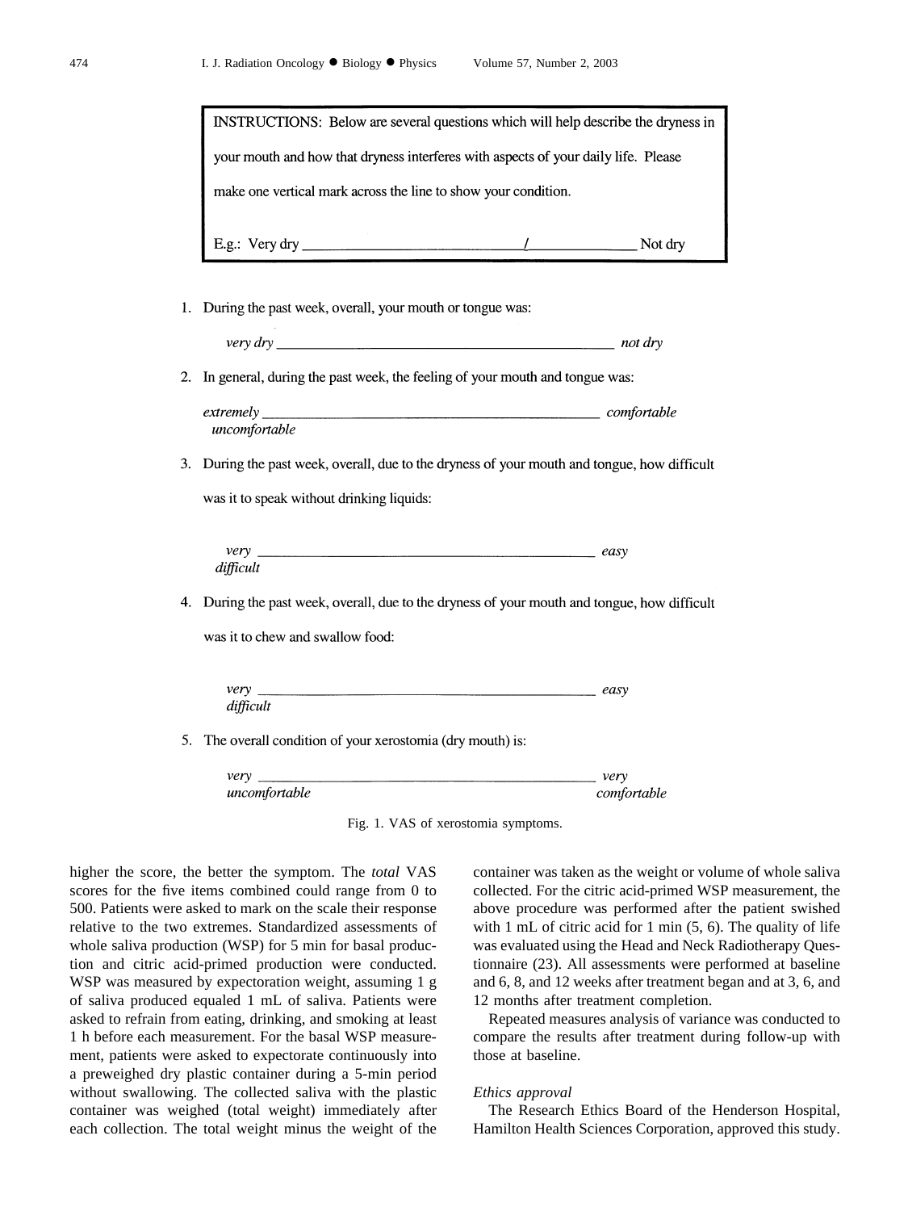INSTRUCTIONS: Below are several questions which will help describe the dryness in your mouth and how that dryness interferes with aspects of your daily life. Please make one vertical mark across the line to show your condition.

E.g.: Very dry \_\_\_\_\_\_\_\_\_\_\_\_\_\_\_\_\_\_\_\_\_\_\_\_\_\_/\_\_\_\_\_\_\_\_\_\_\_\_ Not dry

1. During the past week, overall, your mouth or tongue was:

   *very dry* \_\_\_\_\_\_\_\_\_\_\_\_\_\_\_\_\_\_\_\_\_\_\_\_\_\_\_\_\_\_\_\_\_\_\_\_\_\_\_\_ *not dry*

2. In general, during the past week, the feeling of your mouth and tongue was:

   *extremely uncomfortable* \_\_\_\_\_\_\_\_\_\_\_\_\_\_\_\_\_\_\_\_\_\_\_\_\_\_\_\_\_\_\_\_\_\_\_\_\_\_\_\_ *comfortable*

3. During the past week, overall, due to the dryness of your mouth and tongue, how difficult was it to speak without drinking liquids:

   *very difficult* \_\_\_\_\_\_\_\_\_\_\_\_\_\_\_\_\_\_\_\_\_\_\_\_\_\_\_\_\_\_\_\_\_\_\_\_\_\_\_\_ *easy*

4. During the past week, overall, due to the dryness of your mouth and tongue, how difficult was it to chew and swallow food:

   *very difficult* \_\_\_\_\_\_\_\_\_\_\_\_\_\_\_\_\_\_\_\_\_\_\_\_\_\_\_\_\_\_\_\_\_\_\_\_\_\_\_\_ *easy*

5. The overall condition of your xerostomia (dry mouth) is:

   *very uncomfortable* \_\_\_\_\_\_\_\_\_\_\_\_\_\_\_\_\_\_\_\_\_\_\_\_\_\_\_\_\_\_\_\_\_\_\_\_\_\_\_\_ *very comfortable*

Fig. 1. VAS of xerostomia symptoms.

higher the score, the better the symptom. The *total* VAS scores for the five items combined could range from 0 to 500. Patients were asked to mark on the scale their response relative to the two extremes. Standardized assessments of whole saliva production (WSP) for 5 min for basal production and citric acid-primed production were conducted. WSP was measured by expectoration weight, assuming 1 g of saliva produced equaled 1 mL of saliva. Patients were asked to refrain from eating, drinking, and smoking at least 1 h before each measurement. For the basal WSP measurement, patients were asked to expectorate continuously into a preweighed dry plastic container during a 5-min period without swallowing. The collected saliva with the plastic container was weighed (total weight) immediately after each collection. The total weight minus the weight of the container was taken as the weight or volume of whole saliva collected. For the citric acid-primed WSP measurement, the above procedure was performed after the patient swished with 1 mL of citric acid for 1 min (5, 6). The quality of life was evaluated using the Head and Neck Radiotherapy Questionnaire (23). All assessments were performed at baseline and 6, 8, and 12 weeks after treatment began and at 3, 6, and 12 months after treatment completion.

Repeated measures analysis of variance was conducted to compare the results after treatment during follow-up with those at baseline.

### *Ethics approval*

The Research Ethics Board of the Henderson Hospital, Hamilton Health Sciences Corporation, approved this study.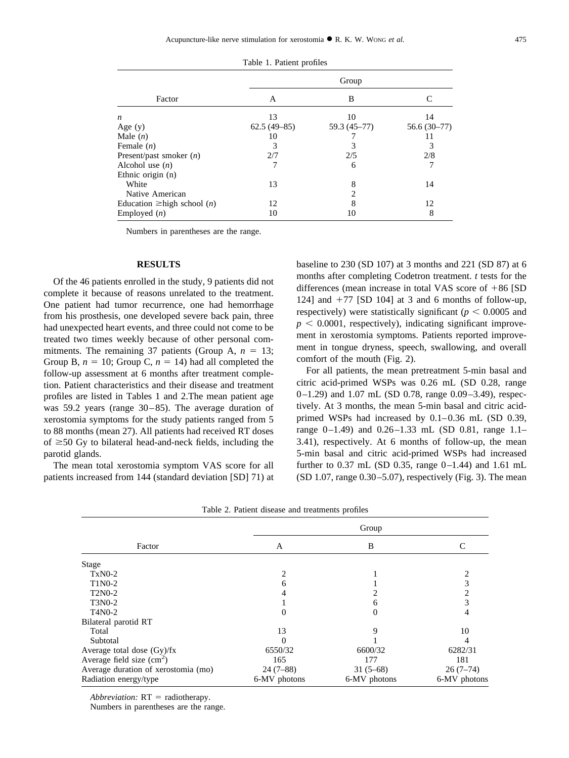Table 1. Patient profiles

| Factor | Group A | Group B | Group C |
|---|---|---|---|
| *n* | 13 | 10 | 14 |
| Age (y) | 62.5 (49–85) | 59.3 (45–77) | 56.6 (30–77) |
| Male (*n*) | 10 | 7 | 11 |
| Female (*n*) | 3 | 3 | 3 |
| Present/past smoker (*n*) | 2/7 | 2/5 | 2/8 |
| Alcohol use (*n*) | 7 | 6 | 7 |
| Ethnic origin (n) | | | |
| White | 13 | 8 | 14 |
| Native American | | 2 | |
| Education ≥high school (*n*) | 12 | 8 | 12 |
| Employed (*n*) | 10 | 10 | 8 |

Numbers in parentheses are the range.

## RESULTS

Of the 46 patients enrolled in the study, 9 patients did not complete it because of reasons unrelated to the treatment. One patient had tumor recurrence, one had hemorrhage from his prosthesis, one developed severe back pain, three had unexpected heart events, and three could not come to be treated two times weekly because of other personal commitments. The remaining 37 patients (Group A, $n = 13$; Group B, $n = 10$; Group C, $n = 14$) had all completed the follow-up assessment at 6 months after treatment completion. Patient characteristics and their disease and treatment profiles are listed in Tables 1 and 2.The mean patient age was 59.2 years (range 30–85). The average duration of xerostomia symptoms for the study patients ranged from 5 to 88 months (mean 27). All patients had received RT doses of ≥50 Gy to bilateral head-and-neck fields, including the parotid glands.

The mean total xerostomia symptom VAS score for all patients increased from 144 (standard deviation [SD] 71) at baseline to 230 (SD 107) at 3 months and 221 (SD 87) at 6 months after completing Codetron treatment. *t* tests for the differences (mean increase in total VAS score of +86 [SD 124] and +77 [SD 104] at 3 and 6 months of follow-up, respectively) were statistically significant ($p < 0.0005$ and $p < 0.0001$, respectively), indicating significant improvement in xerostomia symptoms. Patients reported improvement in tongue dryness, speech, swallowing, and overall comfort of the mouth (Fig. 2).

For all patients, the mean pretreatment 5-min basal and citric acid-primed WSPs was 0.26 mL (SD 0.28, range 0–1.29) and 1.07 mL (SD 0.78, range 0.09–3.49), respectively. At 3 months, the mean 5-min basal and citric acid-primed WSPs had increased by 0.1–0.36 mL (SD 0.39, range 0–1.49) and 0.26–1.33 mL (SD 0.81, range 1.1–3.41), respectively. At 6 months of follow-up, the mean 5-min basal and citric acid-primed WSPs had increased further to 0.37 mL (SD 0.35, range 0–1.44) and 1.61 mL (SD 1.07, range 0.30–5.07), respectively (Fig. 3). The mean

Table 2. Patient disease and treatments profiles

| Factor | Group A | Group B | Group C |
|---|---|---|---|
| Stage | | | |
| TxN0-2 | 2 | 1 | 2 |
| T1N0-2 | 6 | 1 | 3 |
| T2N0-2 | 4 | 2 | 2 |
| T3N0-2 | 1 | 6 | 3 |
| T4N0-2 | 0 | 0 | 4 |
| Bilateral parotid RT | | | |
| Total | 13 | 9 | 10 |
| Subtotal | 0 | 1 | 4 |
| Average total dose (Gy)/fx | 6550/32 | 6600/32 | 6282/31 |
| Average field size ($cm^2$) | 165 | 177 | 181 |
| Average duration of xerostomia (mo) | 24 (7–88) | 31 (5–68) | 26 (7–74) |
| Radiation energy/type | 6-MV photons | 6-MV photons | 6-MV photons |

*Abbreviation:* RT = radiotherapy.
Numbers in parentheses are the range.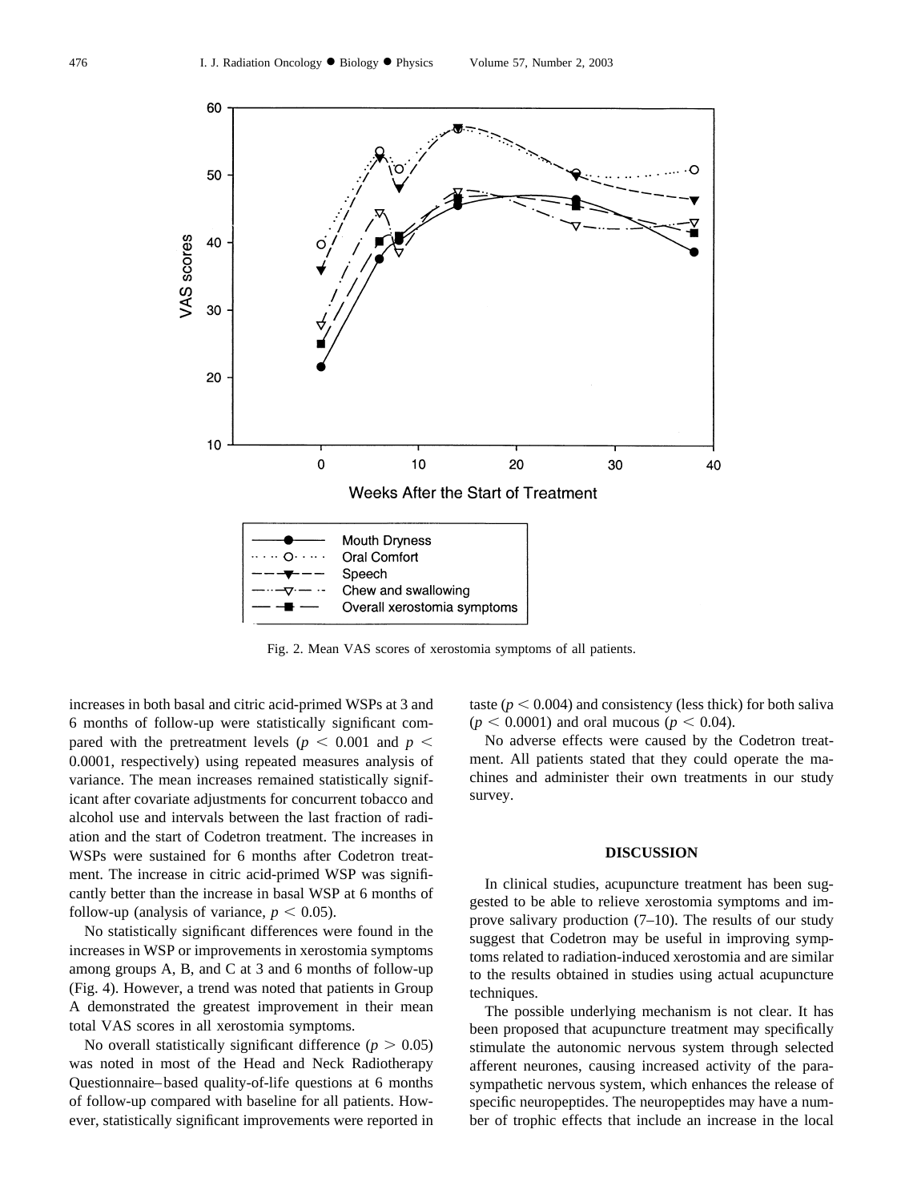Fig. 2. Mean VAS scores of xerostomia symptoms of all patients.

increases in both basal and citric acid-primed WSPs at 3 and 6 months of follow-up were statistically significant compared with the pretreatment levels ($p < 0.001$ and $p < 0.0001$, respectively) using repeated measures analysis of variance. The mean increases remained statistically significant after covariate adjustments for concurrent tobacco and alcohol use and intervals between the last fraction of radiation and the start of Codetron treatment. The increases in WSPs were sustained for 6 months after Codetron treatment. The increase in citric acid-primed WSP was significantly better than the increase in basal WSP at 6 months of follow-up (analysis of variance, $p < 0.05$).

No statistically significant differences were found in the increases in WSP or improvements in xerostomia symptoms among groups A, B, and C at 3 and 6 months of follow-up (Fig. 4). However, a trend was noted that patients in Group A demonstrated the greatest improvement in their mean total VAS scores in all xerostomia symptoms.

No overall statistically significant difference ($p > 0.05$) was noted in most of the Head and Neck Radiotherapy Questionnaire–based quality-of-life questions at 6 months of follow-up compared with baseline for all patients. However, statistically significant improvements were reported in taste ($p < 0.004$) and consistency (less thick) for both saliva ($p < 0.0001$) and oral mucous ($p < 0.04$).

No adverse effects were caused by the Codetron treatment. All patients stated that they could operate the machines and administer their own treatments in our study survey.

## DISCUSSION

In clinical studies, acupuncture treatment has been suggested to be able to relieve xerostomia symptoms and improve salivary production (7–10). The results of our study suggest that Codetron may be useful in improving symptoms related to radiation-induced xerostomia and are similar to the results obtained in studies using actual acupuncture techniques.

The possible underlying mechanism is not clear. It has been proposed that acupuncture treatment may specifically stimulate the autonomic nervous system through selected afferent neurones, causing increased activity of the parasympathetic nervous system, which enhances the release of specific neuropeptides. The neuropeptides may have a number of trophic effects that include an increase in the local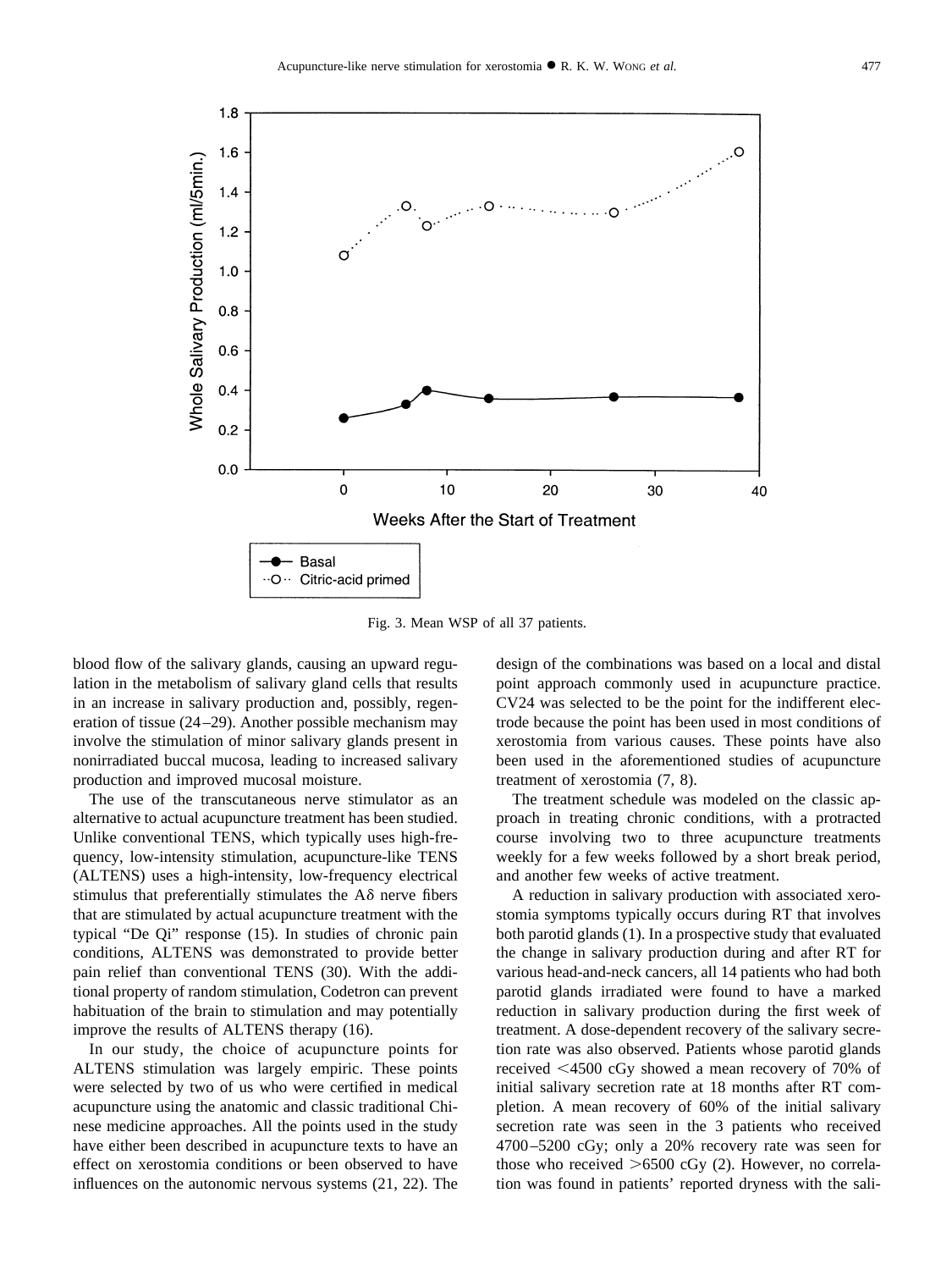Fig. 3. Mean WSP of all 37 patients.

blood flow of the salivary glands, causing an upward regulation in the metabolism of salivary gland cells that results in an increase in salivary production and, possibly, regeneration of tissue (24–29). Another possible mechanism may involve the stimulation of minor salivary glands present in nonirradiated buccal mucosa, leading to increased salivary production and improved mucosal moisture.

The use of the transcutaneous nerve stimulator as an alternative to actual acupuncture treatment has been studied. Unlike conventional TENS, which typically uses high-frequency, low-intensity stimulation, acupuncture-like TENS (ALTENS) uses a high-intensity, low-frequency electrical stimulus that preferentially stimulates the A$\delta$ nerve fibers that are stimulated by actual acupuncture treatment with the typical "De Qi" response (15). In studies of chronic pain conditions, ALTENS was demonstrated to provide better pain relief than conventional TENS (30). With the additional property of random stimulation, Codetron can prevent habituation of the brain to stimulation and may potentially improve the results of ALTENS therapy (16).

In our study, the choice of acupuncture points for ALTENS stimulation was largely empiric. These points were selected by two of us who were certified in medical acupuncture using the anatomic and classic traditional Chinese medicine approaches. All the points used in the study have either been described in acupuncture texts to have an effect on xerostomia conditions or been observed to have influences on the autonomic nervous systems (21, 22). The design of the combinations was based on a local and distal point approach commonly used in acupuncture practice. CV24 was selected to be the point for the indifferent electrode because the point has been used in most conditions of xerostomia from various causes. These points have also been used in the aforementioned studies of acupuncture treatment of xerostomia (7, 8).

The treatment schedule was modeled on the classic approach in treating chronic conditions, with a protracted course involving two to three acupuncture treatments weekly for a few weeks followed by a short break period, and another few weeks of active treatment.

A reduction in salivary production with associated xerostomia symptoms typically occurs during RT that involves both parotid glands (1). In a prospective study that evaluated the change in salivary production during and after RT for various head-and-neck cancers, all 14 patients who had both parotid glands irradiated were found to have a marked reduction in salivary production during the first week of treatment. A dose-dependent recovery of the salivary secretion rate was also observed. Patients whose parotid glands received <4500 cGy showed a mean recovery of 70% of initial salivary secretion rate at 18 months after RT completion. A mean recovery of 60% of the initial salivary secretion rate was seen in the 3 patients who received 4700–5200 cGy; only a 20% recovery rate was seen for those who received >6500 cGy (2). However, no correlation was found in patients' reported dryness with the sali-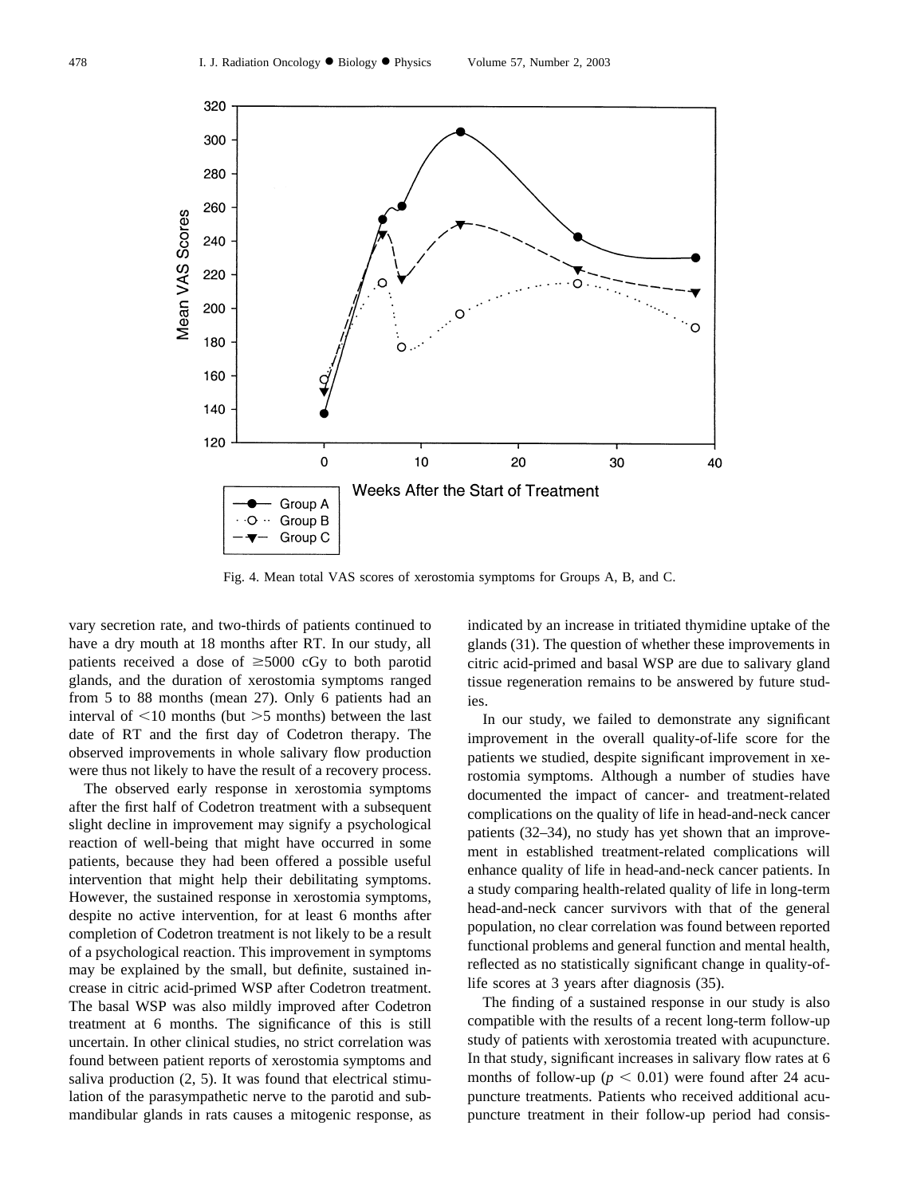Fig. 4. Mean total VAS scores of xerostomia symptoms for Groups A, B, and C.

vary secretion rate, and two-thirds of patients continued to have a dry mouth at 18 months after RT. In our study, all patients received a dose of ≥5000 cGy to both parotid glands, and the duration of xerostomia symptoms ranged from 5 to 88 months (mean 27). Only 6 patients had an interval of <10 months (but >5 months) between the last date of RT and the first day of Codetron therapy. The observed improvements in whole salivary flow production were thus not likely to have the result of a recovery process.

The observed early response in xerostomia symptoms after the first half of Codetron treatment with a subsequent slight decline in improvement may signify a psychological reaction of well-being that might have occurred in some patients, because they had been offered a possible useful intervention that might help their debilitating symptoms. However, the sustained response in xerostomia symptoms, despite no active intervention, for at least 6 months after completion of Codetron treatment is not likely to be a result of a psychological reaction. This improvement in symptoms may be explained by the small, but definite, sustained increase in citric acid-primed WSP after Codetron treatment. The basal WSP was also mildly improved after Codetron treatment at 6 months. The significance of this is still uncertain. In other clinical studies, no strict correlation was found between patient reports of xerostomia symptoms and saliva production (2, 5). It was found that electrical stimulation of the parasympathetic nerve to the parotid and submandibular glands in rats causes a mitogenic response, as indicated by an increase in tritiated thymidine uptake of the glands (31). The question of whether these improvements in citric acid-primed and basal WSP are due to salivary gland tissue regeneration remains to be answered by future studies.

In our study, we failed to demonstrate any significant improvement in the overall quality-of-life score for the patients we studied, despite significant improvement in xerostomia symptoms. Although a number of studies have documented the impact of cancer- and treatment-related complications on the quality of life in head-and-neck cancer patients (32–34), no study has yet shown that an improvement in established treatment-related complications will enhance quality of life in head-and-neck cancer patients. In a study comparing health-related quality of life in long-term head-and-neck cancer survivors with that of the general population, no clear correlation was found between reported functional problems and general function and mental health, reflected as no statistically significant change in quality-of-life scores at 3 years after diagnosis (35).

The finding of a sustained response in our study is also compatible with the results of a recent long-term follow-up study of patients with xerostomia treated with acupuncture. In that study, significant increases in salivary flow rates at 6 months of follow-up ($p < 0.01$) were found after 24 acupuncture treatments. Patients who received additional acupuncture treatment in their follow-up period had consis-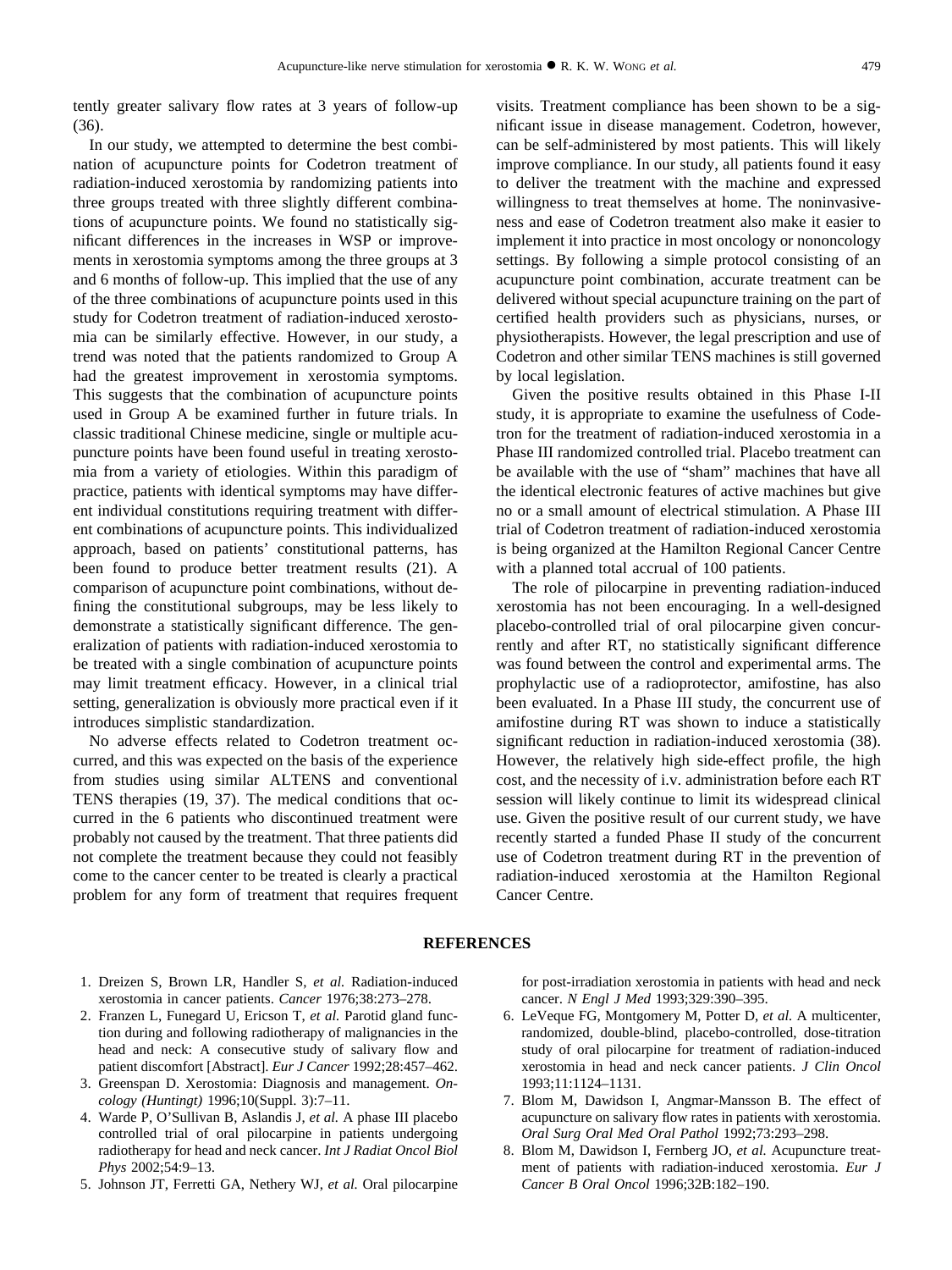tently greater salivary flow rates at 3 years of follow-up (36).

In our study, we attempted to determine the best combination of acupuncture points for Codetron treatment of radiation-induced xerostomia by randomizing patients into three groups treated with three slightly different combinations of acupuncture points. We found no statistically significant differences in the increases in WSP or improvements in xerostomia symptoms among the three groups at 3 and 6 months of follow-up. This implied that the use of any of the three combinations of acupuncture points used in this study for Codetron treatment of radiation-induced xerostomia can be similarly effective. However, in our study, a trend was noted that the patients randomized to Group A had the greatest improvement in xerostomia symptoms. This suggests that the combination of acupuncture points used in Group A be examined further in future trials. In classic traditional Chinese medicine, single or multiple acupuncture points have been found useful in treating xerostomia from a variety of etiologies. Within this paradigm of practice, patients with identical symptoms may have different individual constitutions requiring treatment with different combinations of acupuncture points. This individualized approach, based on patients' constitutional patterns, has been found to produce better treatment results (21). A comparison of acupuncture point combinations, without defining the constitutional subgroups, may be less likely to demonstrate a statistically significant difference. The generalization of patients with radiation-induced xerostomia to be treated with a single combination of acupuncture points may limit treatment efficacy. However, in a clinical trial setting, generalization is obviously more practical even if it introduces simplistic standardization.

No adverse effects related to Codetron treatment occurred, and this was expected on the basis of the experience from studies using similar ALTENS and conventional TENS therapies (19, 37). The medical conditions that occurred in the 6 patients who discontinued treatment were probably not caused by the treatment. That three patients did not complete the treatment because they could not feasibly come to the cancer center to be treated is clearly a practical problem for any form of treatment that requires frequent visits. Treatment compliance has been shown to be a significant issue in disease management. Codetron, however, can be self-administered by most patients. This will likely improve compliance. In our study, all patients found it easy to deliver the treatment with the machine and expressed willingness to treat themselves at home. The noninvasiveness and ease of Codetron treatment also make it easier to implement it into practice in most oncology or nononcology settings. By following a simple protocol consisting of an acupuncture point combination, accurate treatment can be delivered without special acupuncture training on the part of certified health providers such as physicians, nurses, or physiotherapists. However, the legal prescription and use of Codetron and other similar TENS machines is still governed by local legislation.

Given the positive results obtained in this Phase I-II study, it is appropriate to examine the usefulness of Codetron for the treatment of radiation-induced xerostomia in a Phase III randomized controlled trial. Placebo treatment can be available with the use of "sham" machines that have all the identical electronic features of active machines but give no or a small amount of electrical stimulation. A Phase III trial of Codetron treatment of radiation-induced xerostomia is being organized at the Hamilton Regional Cancer Centre with a planned total accrual of 100 patients.

The role of pilocarpine in preventing radiation-induced xerostomia has not been encouraging. In a well-designed placebo-controlled trial of oral pilocarpine given concurrently and after RT, no statistically significant difference was found between the control and experimental arms. The prophylactic use of a radioprotector, amifostine, has also been evaluated. In a Phase III study, the concurrent use of amifostine during RT was shown to induce a statistically significant reduction in radiation-induced xerostomia (38). However, the relatively high side-effect profile, the high cost, and the necessity of i.v. administration before each RT session will likely continue to limit its widespread clinical use. Given the positive result of our current study, we have recently started a funded Phase II study of the concurrent use of Codetron treatment during RT in the prevention of radiation-induced xerostomia at the Hamilton Regional Cancer Centre.

## REFERENCES

1. Dreizen S, Brown LR, Handler S, *et al.* Radiation-induced xerostomia in cancer patients. *Cancer* 1976;38:273–278.
2. Franzen L, Funegard U, Ericson T, *et al.* Parotid gland function during and following radiotherapy of malignancies in the head and neck: A consecutive study of salivary flow and patient discomfort [Abstract]. *Eur J Cancer* 1992;28:457–462.
3. Greenspan D. Xerostomia: Diagnosis and management. *Oncology (Huntingt)* 1996;10(Suppl. 3):7–11.
4. Warde P, O'Sullivan B, Aslandis J, *et al.* A phase III placebo controlled trial of oral pilocarpine in patients undergoing radiotherapy for head and neck cancer. *Int J Radiat Oncol Biol Phys* 2002;54:9–13.
5. Johnson JT, Ferretti GA, Nethery WJ, *et al.* Oral pilocarpine for post-irradiation xerostomia in patients with head and neck cancer. *N Engl J Med* 1993;329:390–395.
6. LeVeque FG, Montgomery M, Potter D, *et al.* A multicenter, randomized, double-blind, placebo-controlled, dose-titration study of oral pilocarpine for treatment of radiation-induced xerostomia in head and neck cancer patients. *J Clin Oncol* 1993;11:1124–1131.
7. Blom M, Dawidson I, Angmar-Mansson B. The effect of acupuncture on salivary flow rates in patients with xerostomia. *Oral Surg Oral Med Oral Pathol* 1992;73:293–298.
8. Blom M, Dawidson I, Fernberg JO, *et al.* Acupuncture treatment of patients with radiation-induced xerostomia. *Eur J Cancer B Oral Oncol* 1996;32B:182–190.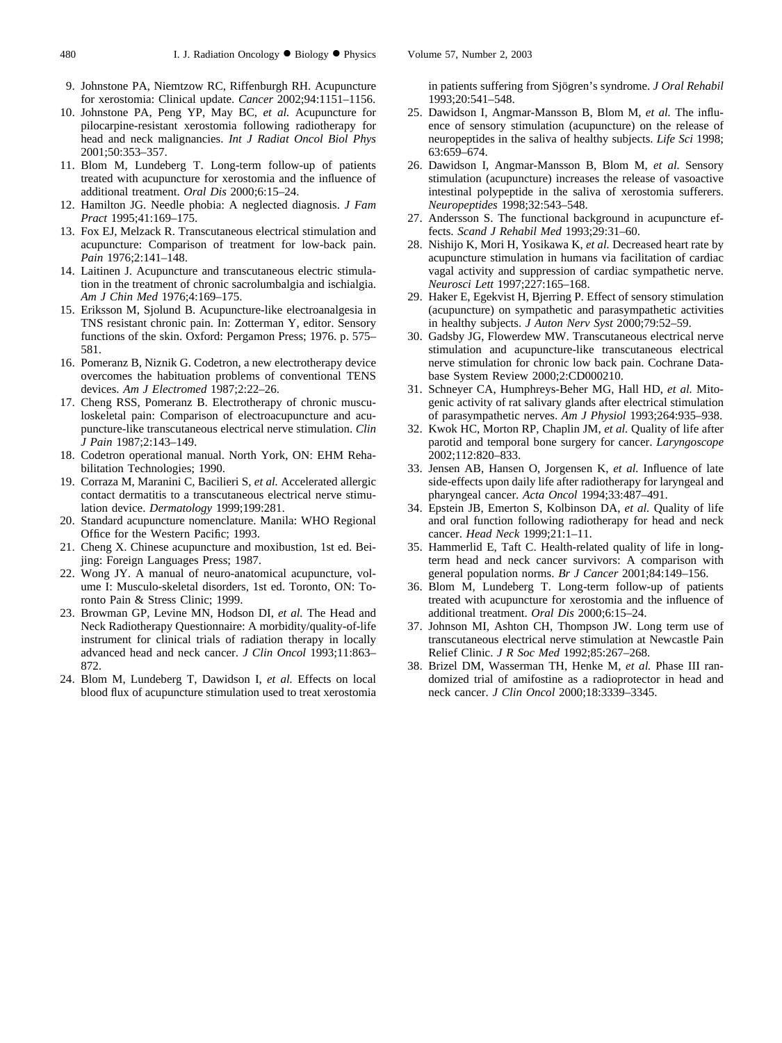9. Johnstone PA, Niemtzow RC, Riffenburgh RH. Acupuncture for xerostomia: Clinical update. *Cancer* 2002;94:1151–1156.
10. Johnstone PA, Peng YP, May BC, *et al.* Acupuncture for pilocarpine-resistant xerostomia following radiotherapy for head and neck malignancies. *Int J Radiat Oncol Biol Phys* 2001;50:353–357.
11. Blom M, Lundeberg T. Long-term follow-up of patients treated with acupuncture for xerostomia and the influence of additional treatment. *Oral Dis* 2000;6:15–24.
12. Hamilton JG. Needle phobia: A neglected diagnosis. *J Fam Pract* 1995;41:169–175.
13. Fox EJ, Melzack R. Transcutaneous electrical stimulation and acupuncture: Comparison of treatment for low-back pain. *Pain* 1976;2:141–148.
14. Laitinen J. Acupuncture and transcutaneous electric stimulation in the treatment of chronic sacrolumbalgia and ischialgia. *Am J Chin Med* 1976;4:169–175.
15. Eriksson M, Sjolund B. Acupuncture-like electroanalgesia in TNS resistant chronic pain. In: Zotterman Y, editor. Sensory functions of the skin. Oxford: Pergamon Press; 1976. p. 575–581.
16. Pomeranz B, Niznik G. Codetron, a new electrotherapy device overcomes the habituation problems of conventional TENS devices. *Am J Electromed* 1987;2:22–26.
17. Cheng RSS, Pomeranz B. Electrotherapy of chronic musculoskeletal pain: Comparison of electroacupuncture and acupuncture-like transcutaneous electrical nerve stimulation. *Clin J Pain* 1987;2:143–149.
18. Codetron operational manual. North York, ON: EHM Rehabilitation Technologies; 1990.
19. Corraza M, Maranini C, Bacilieri S, *et al.* Accelerated allergic contact dermatitis to a transcutaneous electrical nerve stimulation device. *Dermatology* 1999;199:281.
20. Standard acupuncture nomenclature. Manila: WHO Regional Office for the Western Pacific; 1993.
21. Cheng X. Chinese acupuncture and moxibustion, 1st ed. Beijing: Foreign Languages Press; 1987.
22. Wong JY. A manual of neuro-anatomical acupuncture, volume I: Musculo-skeletal disorders, 1st ed. Toronto, ON: Toronto Pain & Stress Clinic; 1999.
23. Browman GP, Levine MN, Hodson DI, *et al.* The Head and Neck Radiotherapy Questionnaire: A morbidity/quality-of-life instrument for clinical trials of radiation therapy in locally advanced head and neck cancer. *J Clin Oncol* 1993;11:863–872.
24. Blom M, Lundeberg T, Dawidson I, *et al.* Effects on local blood flux of acupuncture stimulation used to treat xerostomia in patients suffering from Sjögren's syndrome. *J Oral Rehabil* 1993;20:541–548.
25. Dawidson I, Angmar-Mansson B, Blom M, *et al.* The influence of sensory stimulation (acupuncture) on the release of neuropeptides in the saliva of healthy subjects. *Life Sci* 1998; 63:659–674.
26. Dawidson I, Angmar-Mansson B, Blom M, *et al.* Sensory stimulation (acupuncture) increases the release of vasoactive intestinal polypeptide in the saliva of xerostomia sufferers. *Neuropeptides* 1998;32:543–548.
27. Andersson S. The functional background in acupuncture effects. *Scand J Rehabil Med* 1993;29:31–60.
28. Nishijo K, Mori H, Yosikawa K, *et al.* Decreased heart rate by acupuncture stimulation in humans via facilitation of cardiac vagal activity and suppression of cardiac sympathetic nerve. *Neurosci Lett* 1997;227:165–168.
29. Haker E, Egekvist H, Bjerring P. Effect of sensory stimulation (acupuncture) on sympathetic and parasympathetic activities in healthy subjects. *J Auton Nerv Syst* 2000;79:52–59.
30. Gadsby JG, Flowerdew MW. Transcutaneous electrical nerve stimulation and acupuncture-like transcutaneous electrical nerve stimulation for chronic low back pain. Cochrane Database System Review 2000;2:CD000210.
31. Schneyer CA, Humphreys-Beher MG, Hall HD, *et al.* Mitogenic activity of rat salivary glands after electrical stimulation of parasympathetic nerves. *Am J Physiol* 1993;264:935–938.
32. Kwok HC, Morton RP, Chaplin JM, *et al.* Quality of life after parotid and temporal bone surgery for cancer. *Laryngoscope* 2002;112:820–833.
33. Jensen AB, Hansen O, Jorgensen K, *et al.* Influence of late side-effects upon daily life after radiotherapy for laryngeal and pharyngeal cancer. *Acta Oncol* 1994;33:487–491.
34. Epstein JB, Emerton S, Kolbinson DA, *et al.* Quality of life and oral function following radiotherapy for head and neck cancer. *Head Neck* 1999;21:1–11.
35. Hammerlid E, Taft C. Health-related quality of life in long-term head and neck cancer survivors: A comparison with general population norms. *Br J Cancer* 2001;84:149–156.
36. Blom M, Lundeberg T. Long-term follow-up of patients treated with acupuncture for xerostomia and the influence of additional treatment. *Oral Dis* 2000;6:15–24.
37. Johnson MI, Ashton CH, Thompson JW. Long term use of transcutaneous electrical nerve stimulation at Newcastle Pain Relief Clinic. *J R Soc Med* 1992;85:267–268.
38. Brizel DM, Wasserman TH, Henke M, *et al.* Phase III randomized trial of amifostine as a radioprotector in head and neck cancer. *J Clin Oncol* 2000;18:3339–3345.